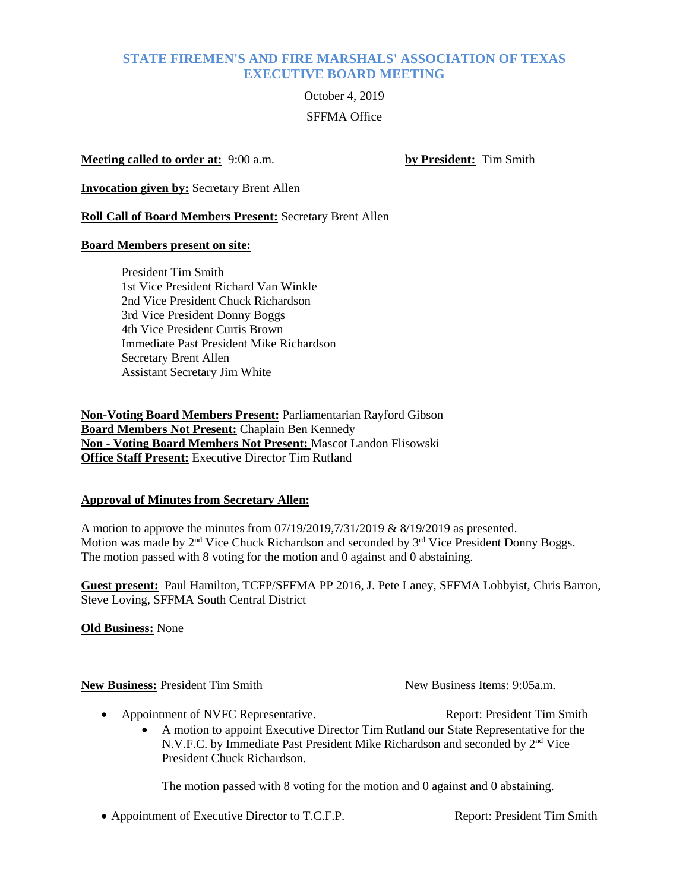# STATE FIREMEN'S AND FIRE MARSHALS' ASSOCIATION OF TEXAS
# EXECUTIVE BOARD MEETING

October 4, 2019

SFFMA Office

**Meeting called to order at:** 9:00 a.m. **by President:** Tim Smith

**Invocation given by:** Secretary Brent Allen

**Roll Call of Board Members Present:** Secretary Brent Allen

**Board Members present on site:**

President Tim Smith
1st Vice President Richard Van Winkle
2nd Vice President Chuck Richardson
3rd Vice President Donny Boggs
4th Vice President Curtis Brown
Immediate Past President Mike Richardson
Secretary Brent Allen
Assistant Secretary Jim White

**Non-Voting Board Members Present:** Parliamentarian Rayford Gibson
**Board Members Not Present:** Chaplain Ben Kennedy
**Non - Voting Board Members Not Present:** Mascot Landon Flisowski
**Office Staff Present:** Executive Director Tim Rutland

**Approval of Minutes from Secretary Allen:**

A motion to approve the minutes from 07/19/2019,7/31/2019 & 8/19/2019 as presented. Motion was made by 2nd Vice Chuck Richardson and seconded by 3rd Vice President Donny Boggs. The motion passed with 8 voting for the motion and 0 against and 0 abstaining.

**Guest present:** Paul Hamilton, TCFP/SFFMA PP 2016, J. Pete Laney, SFFMA Lobbyist, Chris Barron, Steve Loving, SFFMA South Central District

**Old Business:** None

**New Business:** President Tim Smith New Business Items: 9:05a.m.

- Appointment of NVFC Representative. Report: President Tim Smith
  - A motion to appoint Executive Director Tim Rutland our State Representative for the N.V.F.C. by Immediate Past President Mike Richardson and seconded by 2nd Vice President Chuck Richardson.

    The motion passed with 8 voting for the motion and 0 against and 0 abstaining.

- Appointment of Executive Director to T.C.F.P. Report: President Tim Smith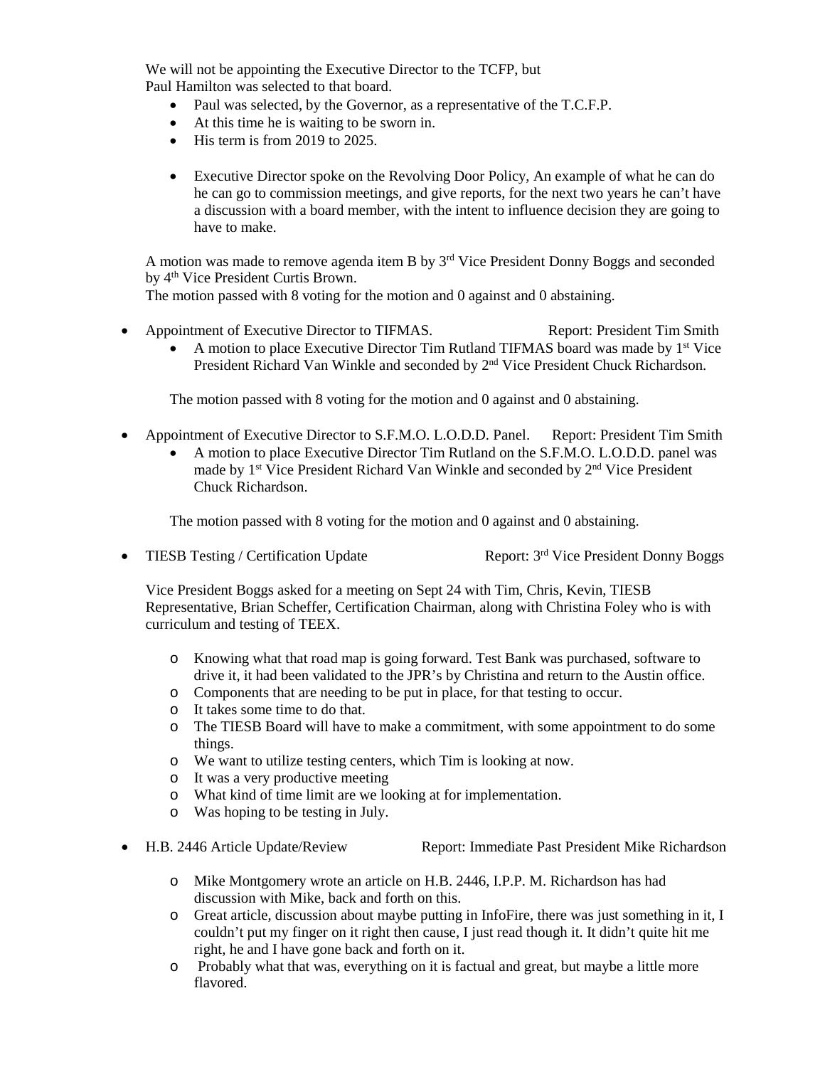We will not be appointing the Executive Director to the TCFP, but
Paul Hamilton was selected to that board.

- Paul was selected, by the Governor, as a representative of the T.C.F.P.
- At this time he is waiting to be sworn in.
- His term is from 2019 to 2025.

- Executive Director spoke on the Revolving Door Policy, An example of what he can do he can go to commission meetings, and give reports, for the next two years he can't have a discussion with a board member, with the intent to influence decision they are going to have to make.

A motion was made to remove agenda item B by 3rd Vice President Donny Boggs and seconded by 4th Vice President Curtis Brown.
The motion passed with 8 voting for the motion and 0 against and 0 abstaining.

- Appointment of Executive Director to TIFMAS. Report: President Tim Smith
  - A motion to place Executive Director Tim Rutland TIFMAS board was made by 1st Vice President Richard Van Winkle and seconded by 2nd Vice President Chuck Richardson.

  The motion passed with 8 voting for the motion and 0 against and 0 abstaining.

- Appointment of Executive Director to S.F.M.O. L.O.D.D. Panel. Report: President Tim Smith
  - A motion to place Executive Director Tim Rutland on the S.F.M.O. L.O.D.D. panel was made by 1st Vice President Richard Van Winkle and seconded by 2nd Vice President Chuck Richardson.

  The motion passed with 8 voting for the motion and 0 against and 0 abstaining.

- TIESB Testing / Certification Update Report: 3rd Vice President Donny Boggs

  Vice President Boggs asked for a meeting on Sept 24 with Tim, Chris, Kevin, TIESB Representative, Brian Scheffer, Certification Chairman, along with Christina Foley who is with curriculum and testing of TEEX.

  - Knowing what that road map is going forward. Test Bank was purchased, software to drive it, it had been validated to the JPR's by Christina and return to the Austin office.
  - Components that are needing to be put in place, for that testing to occur.
  - It takes some time to do that.
  - The TIESB Board will have to make a commitment, with some appointment to do some things.
  - We want to utilize testing centers, which Tim is looking at now.
  - It was a very productive meeting
  - What kind of time limit are we looking at for implementation.
  - Was hoping to be testing in July.

- H.B. 2446 Article Update/Review Report: Immediate Past President Mike Richardson

  - Mike Montgomery wrote an article on H.B. 2446, I.P.P. M. Richardson has had discussion with Mike, back and forth on this.
  - Great article, discussion about maybe putting in InfoFire, there was just something in it, I couldn't put my finger on it right then cause, I just read though it. It didn't quite hit me right, he and I have gone back and forth on it.
  - Probably what that was, everything on it is factual and great, but maybe a little more flavored.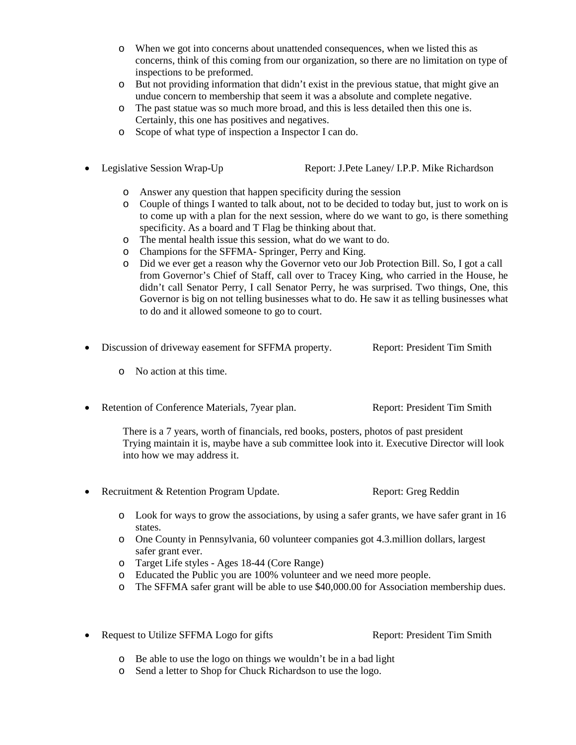- When we got into concerns about unattended consequences, when we listed this as concerns, think of this coming from our organization, so there are no limitation on type of inspections to be preformed.
  - But not providing information that didn't exist in the previous statue, that might give an undue concern to membership that seem it was a absolute and complete negative.
  - The past statue was so much more broad, and this is less detailed then this one is. Certainly, this one has positives and negatives.
  - Scope of what type of inspection a Inspector I can do.

- Legislative Session Wrap-Up Report: J.Pete Laney/ I.P.P. Mike Richardson

  - Answer any question that happen specificity during the session
  - Couple of things I wanted to talk about, not to be decided to today but, just to work on is to come up with a plan for the next session, where do we want to go, is there something specificity. As a board and T Flag be thinking about that.
  - The mental health issue this session, what do we want to do.
  - Champions for the SFFMA- Springer, Perry and King.
  - Did we ever get a reason why the Governor veto our Job Protection Bill. So, I got a call from Governor's Chief of Staff, call over to Tracey King, who carried in the House, he didn't call Senator Perry, I call Senator Perry, he was surprised. Two things, One, this Governor is big on not telling businesses what to do. He saw it as telling businesses what to do and it allowed someone to go to court.

- Discussion of driveway easement for SFFMA property. Report: President Tim Smith

  - No action at this time.

- Retention of Conference Materials, 7year plan. Report: President Tim Smith

  There is a 7 years, worth of financials, red books, posters, photos of past president Trying maintain it is, maybe have a sub committee look into it. Executive Director will look into how we may address it.

- Recruitment & Retention Program Update. Report: Greg Reddin

  - Look for ways to grow the associations, by using a safer grants, we have safer grant in 16 states.
  - One County in Pennsylvania, 60 volunteer companies got 4.3.million dollars, largest safer grant ever.
  - Target Life styles - Ages 18-44 (Core Range)
  - Educated the Public you are 100% volunteer and we need more people.
  - The SFFMA safer grant will be able to use $40,000.00 for Association membership dues.

- Request to Utilize SFFMA Logo for gifts Report: President Tim Smith

  - Be able to use the logo on things we wouldn't be in a bad light
  - Send a letter to Shop for Chuck Richardson to use the logo.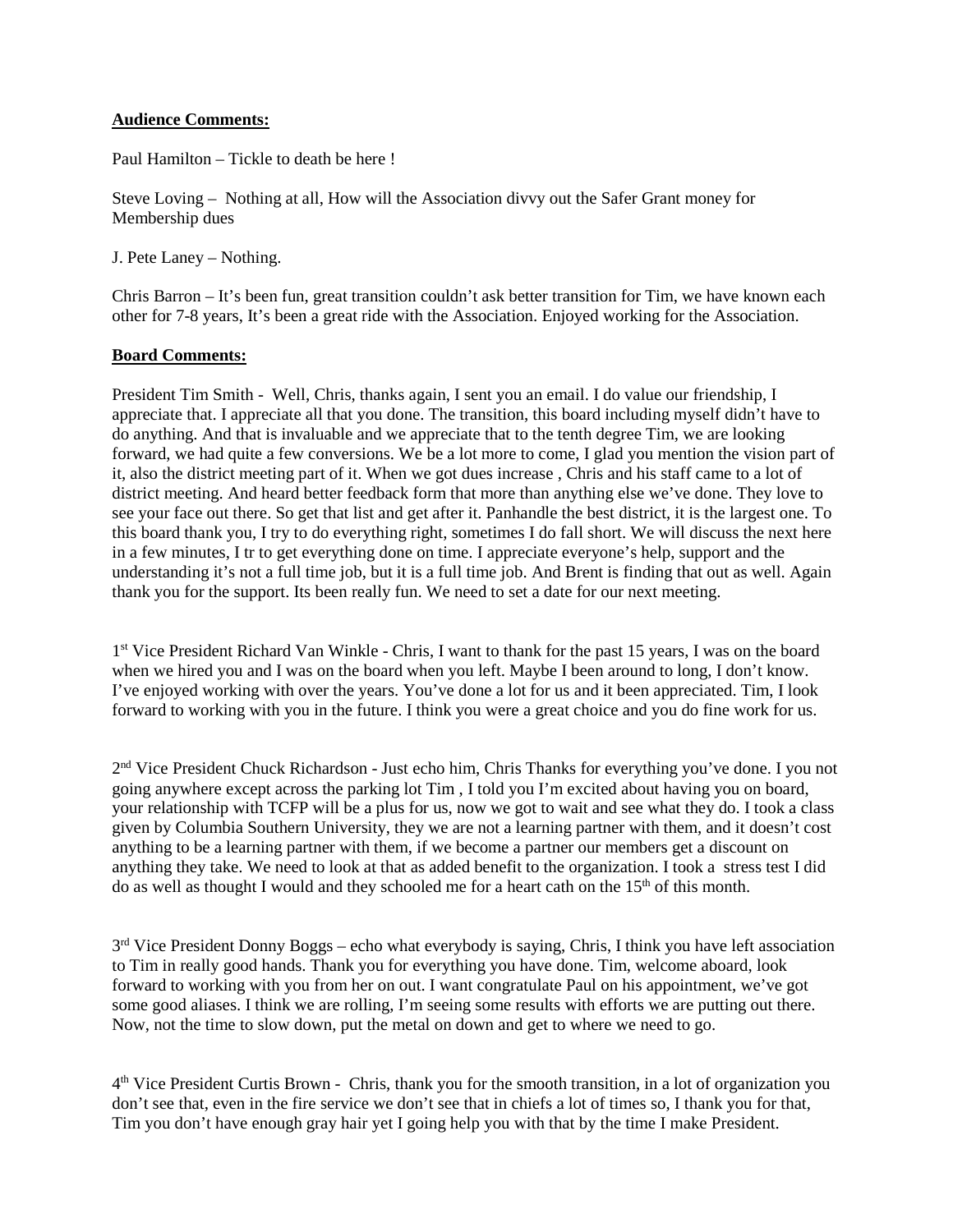**Audience Comments:**

Paul Hamilton – Tickle to death be here !

Steve Loving – Nothing at all, How will the Association divvy out the Safer Grant money for Membership dues

J. Pete Laney – Nothing.

Chris Barron – It's been fun, great transition couldn't ask better transition for Tim, we have known each other for 7-8 years, It's been a great ride with the Association. Enjoyed working for the Association.

**Board Comments:**

President Tim Smith - Well, Chris, thanks again, I sent you an email. I do value our friendship, I appreciate that. I appreciate all that you done. The transition, this board including myself didn't have to do anything. And that is invaluable and we appreciate that to the tenth degree Tim, we are looking forward, we had quite a few conversions. We be a lot more to come, I glad you mention the vision part of it, also the district meeting part of it. When we got dues increase , Chris and his staff came to a lot of district meeting. And heard better feedback form that more than anything else we've done. They love to see your face out there. So get that list and get after it. Panhandle the best district, it is the largest one. To this board thank you, I try to do everything right, sometimes I do fall short. We will discuss the next here in a few minutes, I tr to get everything done on time. I appreciate everyone's help, support and the understanding it's not a full time job, but it is a full time job. And Brent is finding that out as well. Again thank you for the support. Its been really fun. We need to set a date for our next meeting.

1st Vice President Richard Van Winkle - Chris, I want to thank for the past 15 years, I was on the board when we hired you and I was on the board when you left. Maybe I been around to long, I don't know. I've enjoyed working with over the years. You've done a lot for us and it been appreciated. Tim, I look forward to working with you in the future. I think you were a great choice and you do fine work for us.

2nd Vice President Chuck Richardson - Just echo him, Chris Thanks for everything you've done. I you not going anywhere except across the parking lot Tim , I told you I'm excited about having you on board, your relationship with TCFP will be a plus for us, now we got to wait and see what they do. I took a class given by Columbia Southern University, they we are not a learning partner with them, and it doesn't cost anything to be a learning partner with them, if we become a partner our members get a discount on anything they take. We need to look at that as added benefit to the organization. I took a stress test I did do as well as thought I would and they schooled me for a heart cath on the 15th of this month.

3rd Vice President Donny Boggs – echo what everybody is saying, Chris, I think you have left association to Tim in really good hands. Thank you for everything you have done. Tim, welcome aboard, look forward to working with you from her on out. I want congratulate Paul on his appointment, we've got some good aliases. I think we are rolling, I'm seeing some results with efforts we are putting out there. Now, not the time to slow down, put the metal on down and get to where we need to go.

4th Vice President Curtis Brown - Chris, thank you for the smooth transition, in a lot of organization you don't see that, even in the fire service we don't see that in chiefs a lot of times so, I thank you for that, Tim you don't have enough gray hair yet I going help you with that by the time I make President.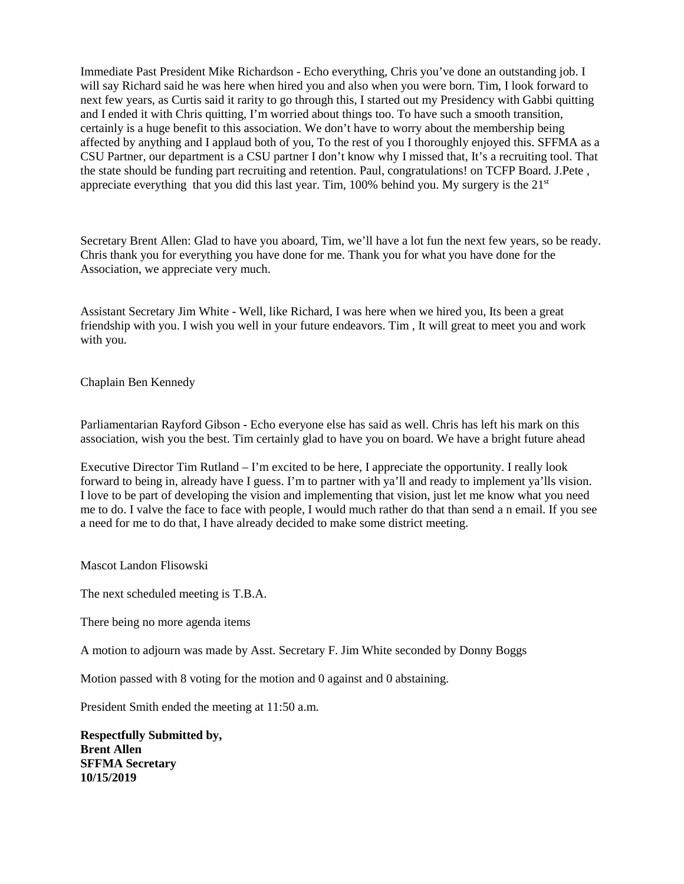Immediate Past President Mike Richardson - Echo everything, Chris you've done an outstanding job. I will say Richard said he was here when hired you and also when you were born. Tim, I look forward to next few years, as Curtis said it rarity to go through this, I started out my Presidency with Gabbi quitting and I ended it with Chris quitting, I'm worried about things too. To have such a smooth transition, certainly is a huge benefit to this association. We don't have to worry about the membership being affected by anything and I applaud both of you, To the rest of you I thoroughly enjoyed this. SFFMA as a CSU Partner, our department is a CSU partner I don't know why I missed that, It's a recruiting tool. That the state should be funding part recruiting and retention. Paul, congratulations! on TCFP Board. J.Pete , appreciate everything that you did this last year. Tim, 100% behind you. My surgery is the 21st

Secretary Brent Allen: Glad to have you aboard, Tim, we'll have a lot fun the next few years, so be ready. Chris thank you for everything you have done for me. Thank you for what you have done for the Association, we appreciate very much.

Assistant Secretary Jim White - Well, like Richard, I was here when we hired you, Its been a great friendship with you. I wish you well in your future endeavors. Tim , It will great to meet you and work with you.

Chaplain Ben Kennedy

Parliamentarian Rayford Gibson - Echo everyone else has said as well. Chris has left his mark on this association, wish you the best. Tim certainly glad to have you on board. We have a bright future ahead

Executive Director Tim Rutland – I'm excited to be here, I appreciate the opportunity. I really look forward to being in, already have I guess. I'm to partner with ya'll and ready to implement ya'lls vision. I love to be part of developing the vision and implementing that vision, just let me know what you need me to do. I valve the face to face with people, I would much rather do that than send a n email. If you see a need for me to do that, I have already decided to make some district meeting.

Mascot Landon Flisowski

The next scheduled meeting is T.B.A.

There being no more agenda items

A motion to adjourn was made by Asst. Secretary F. Jim White seconded by Donny Boggs

Motion passed with 8 voting for the motion and 0 against and 0 abstaining.

President Smith ended the meeting at 11:50 a.m.

**Respectfully Submitted by,**
**Brent Allen**
**SFFMA Secretary**
**10/15/2019**